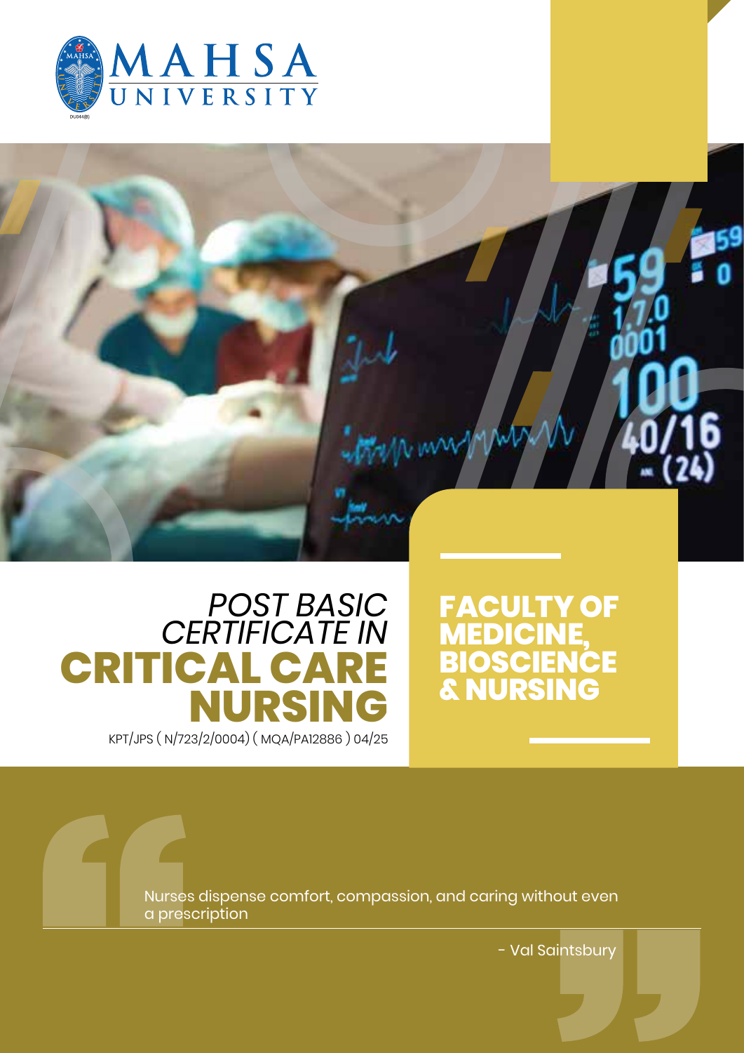MAHSA UNIVERSITY

# *POST BASIC CERTIFICATE IN* **CRITICAL CARE NURSING**

KPT/JPS ( N/723/2/0004) ( MQA/PA12886 ) 04/25

## FACULTY OF MEDICINE, BIOSCIENCE & NURSING

> Nurses dispense comfort, compassion, and caring without even a prescription
>
> \- Val Saintsbury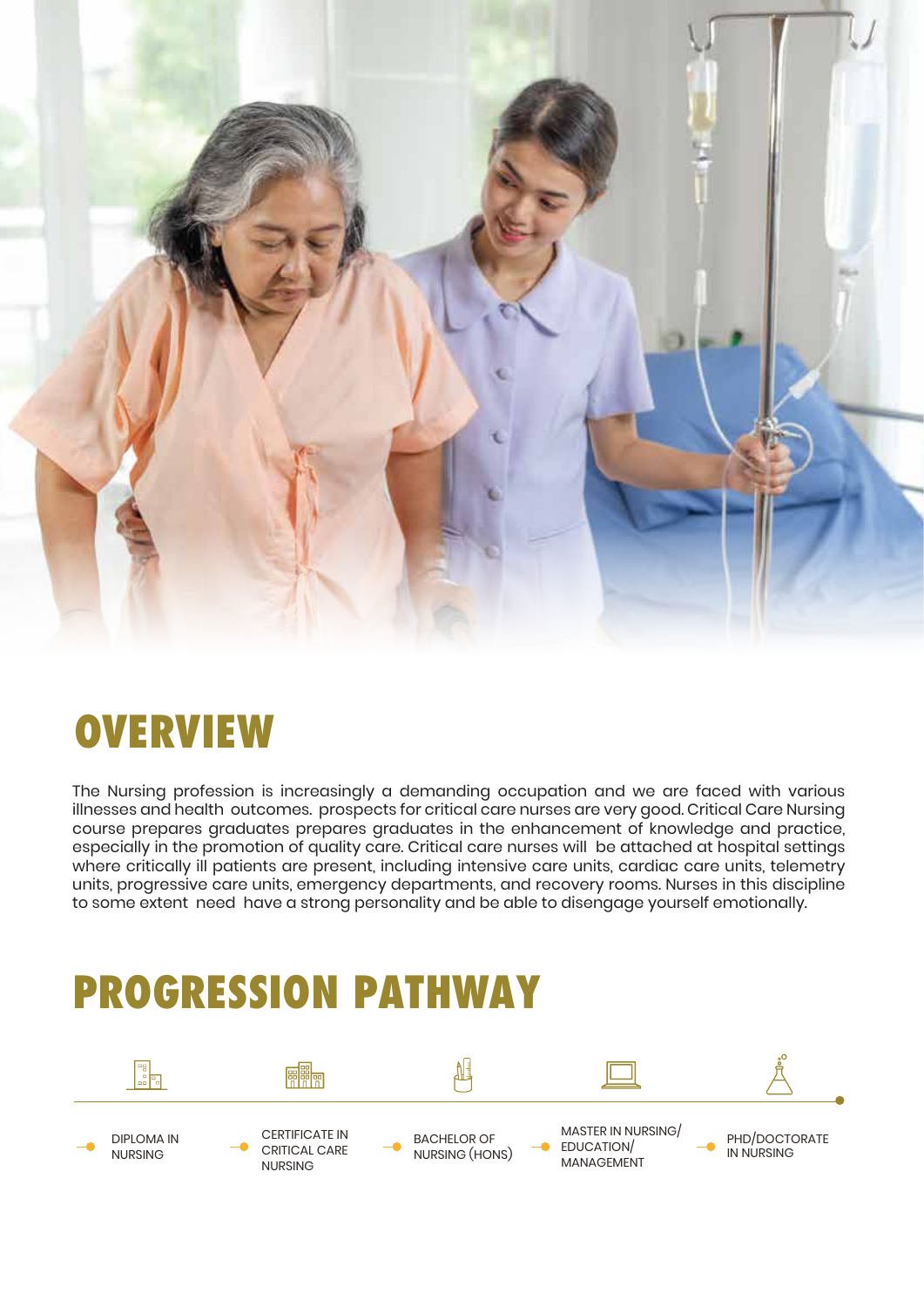# OVERVIEW

The Nursing profession is increasingly a demanding occupation and we are faced with various illnesses and health outcomes. prospects for critical care nurses are very good. Critical Care Nursing course prepares graduates prepares graduates in the enhancement of knowledge and practice, especially in the promotion of quality care. Critical care nurses will be attached at hospital settings where critically ill patients are present, including intensive care units, cardiac care units, telemetry units, progressive care units, emergency departments, and recovery rooms. Nurses in this discipline to some extent need have a strong personality and be able to disengage yourself emotionally.

# PROGRESSION PATHWAY

- DIPLOMA IN NURSING
- CERTIFICATE IN CRITICAL CARE NURSING
- BACHELOR OF NURSING (HONS)
- MASTER IN NURSING/ EDUCATION/ MANAGEMENT
- PHD/DOCTORATE IN NURSING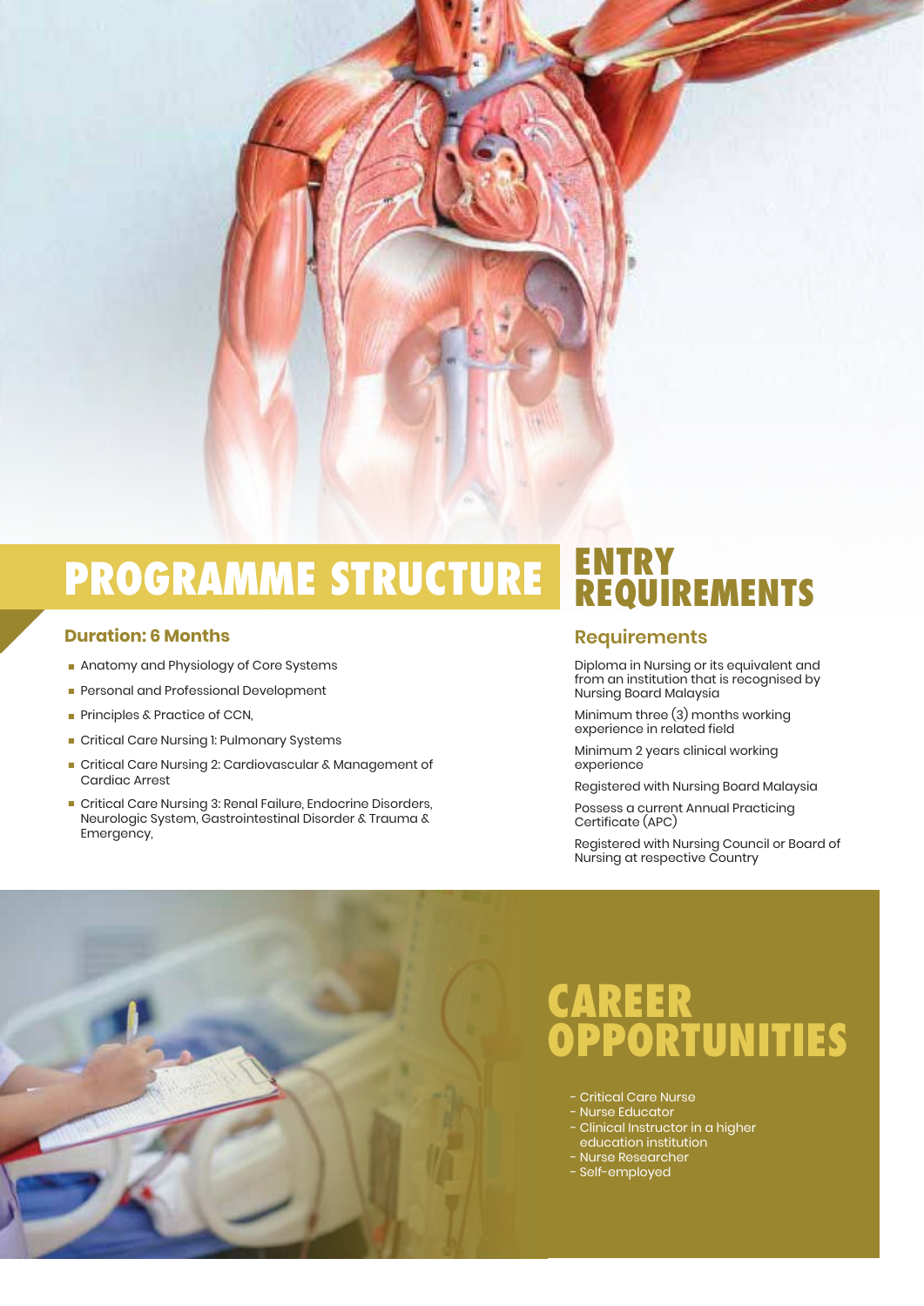# PROGRAMME STRUCTURE

### Duration: 6 Months

- Anatomy and Physiology of Core Systems
- Personal and Professional Development
- Principles & Practice of CCN,
- Critical Care Nursing 1: Pulmonary Systems
- Critical Care Nursing 2: Cardiovascular & Management of Cardiac Arrest
- Critical Care Nursing 3: Renal Failure, Endocrine Disorders, Neurologic System, Gastrointestinal Disorder & Trauma & Emergency,

# ENTRY REQUIREMENTS

### Requirements

Diploma in Nursing or its equivalent and from an institution that is recognised by Nursing Board Malaysia

Minimum three (3) months working experience in related field

Minimum 2 years clinical working experience

Registered with Nursing Board Malaysia

Possess a current Annual Practicing Certificate (APC)

Registered with Nursing Council or Board of Nursing at respective Country

# CAREER OPPORTUNITIES

- Critical Care Nurse
- Nurse Educator
- Clinical Instructor in a higher education institution
- Nurse Researcher
- Self-employed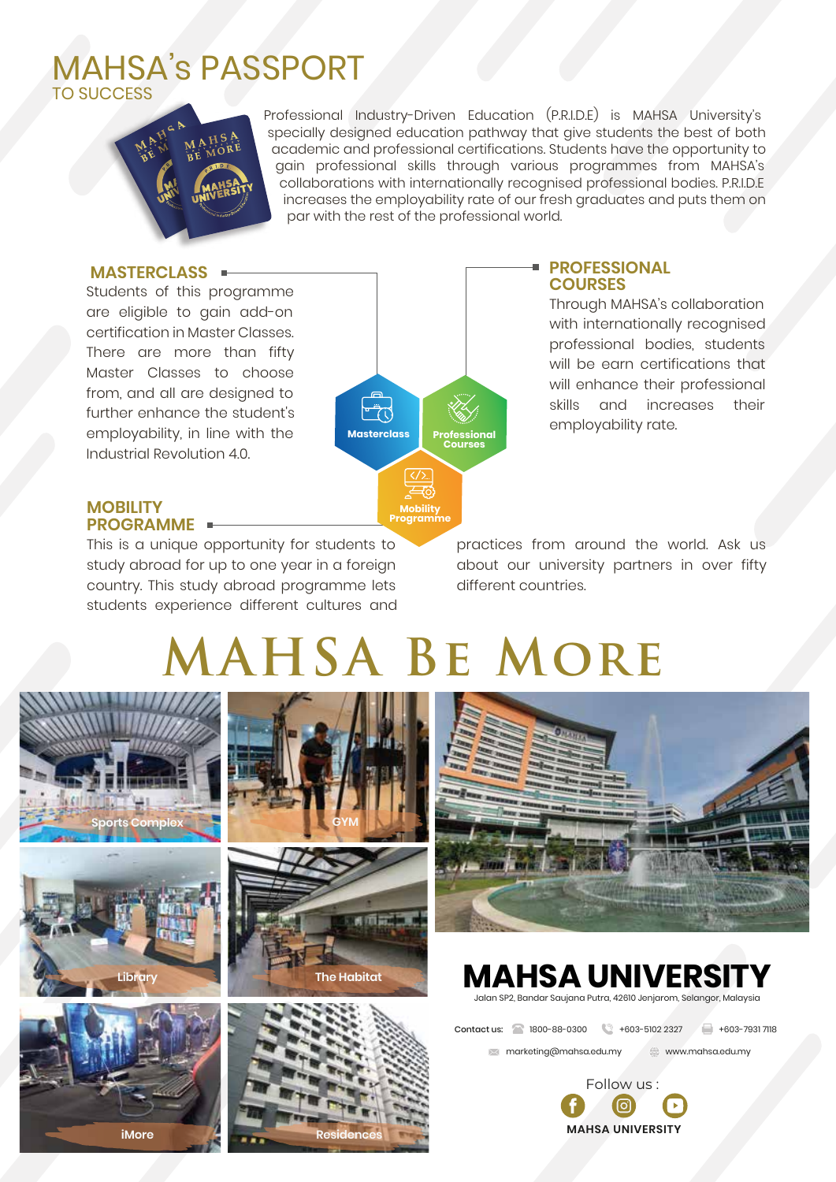# MAHSA's PASSPORT
## TO SUCCESS

Professional Industry-Driven Education (P.R.I.D.E) is MAHSA University's specially designed education pathway that give students the best of both academic and professional certifications. Students have the opportunity to gain professional skills through various programmes from MAHSA's collaborations with internationally recognised professional bodies. P.R.I.D.E increases the employability rate of our fresh graduates and puts them on par with the rest of the professional world.

### MASTERCLASS

Students of this programme are eligible to gain add-on certification in Master Classes. There are more than fifty Master Classes to choose from, and all are designed to further enhance the student's employability, in line with the Industrial Revolution 4.0.

### PROFESSIONAL COURSES

Through MAHSA's collaboration with internationally recognised professional bodies, students will be earn certifications that will enhance their professional skills and increases their employability rate.

Masterclass

Professional Courses

Mobility Programme

### MOBILITY PROGRAMME

This is a unique opportunity for students to study abroad for up to one year in a foreign country. This study abroad programme lets students experience different cultures and practices from around the world. Ask us about our university partners in over fifty different countries.

# MAHSA BE MORE

Sports Complex

GYM

Library

The Habitat

iMore

Residences

## MAHSA UNIVERSITY

Jalan SP2, Bandar Saujana Putra, 42610 Jenjarom, Selangor, Malaysia

Contact us: 1800-88-0300 +603-5102 2327 +603-7931 7118

marketing@mahsa.edu.my www.mahsa.edu.my

Follow us :

MAHSA UNIVERSITY